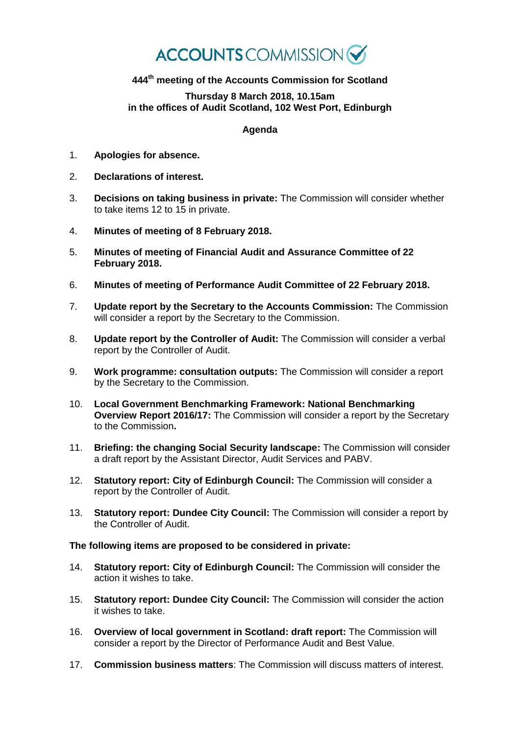# ACCOUNTS COMMISSION

**444th meeting of the Accounts Commission for Scotland**

**Thursday 8 March 2018, 10.15am**
**in the offices of Audit Scotland, 102 West Port, Edinburgh**

## Agenda

1. **Apologies for absence.**

2. **Declarations of interest.**

3. **Decisions on taking business in private:** The Commission will consider whether to take items 12 to 15 in private.

4. **Minutes of meeting of 8 February 2018.**

5. **Minutes of meeting of Financial Audit and Assurance Committee of 22 February 2018.**

6. **Minutes of meeting of Performance Audit Committee of 22 February 2018.**

7. **Update report by the Secretary to the Accounts Commission:** The Commission will consider a report by the Secretary to the Commission.

8. **Update report by the Controller of Audit:** The Commission will consider a verbal report by the Controller of Audit.

9. **Work programme: consultation outputs:** The Commission will consider a report by the Secretary to the Commission.

10. **Local Government Benchmarking Framework: National Benchmarking Overview Report 2016/17:** The Commission will consider a report by the Secretary to the Commission**.**

11. **Briefing: the changing Social Security landscape:** The Commission will consider a draft report by the Assistant Director, Audit Services and PABV.

12. **Statutory report: City of Edinburgh Council:** The Commission will consider a report by the Controller of Audit.

13. **Statutory report: Dundee City Council:** The Commission will consider a report by the Controller of Audit.

**The following items are proposed to be considered in private:**

14. **Statutory report: City of Edinburgh Council:** The Commission will consider the action it wishes to take.

15. **Statutory report: Dundee City Council:** The Commission will consider the action it wishes to take.

16. **Overview of local government in Scotland: draft report:** The Commission will consider a report by the Director of Performance Audit and Best Value.

17. **Commission business matters**: The Commission will discuss matters of interest.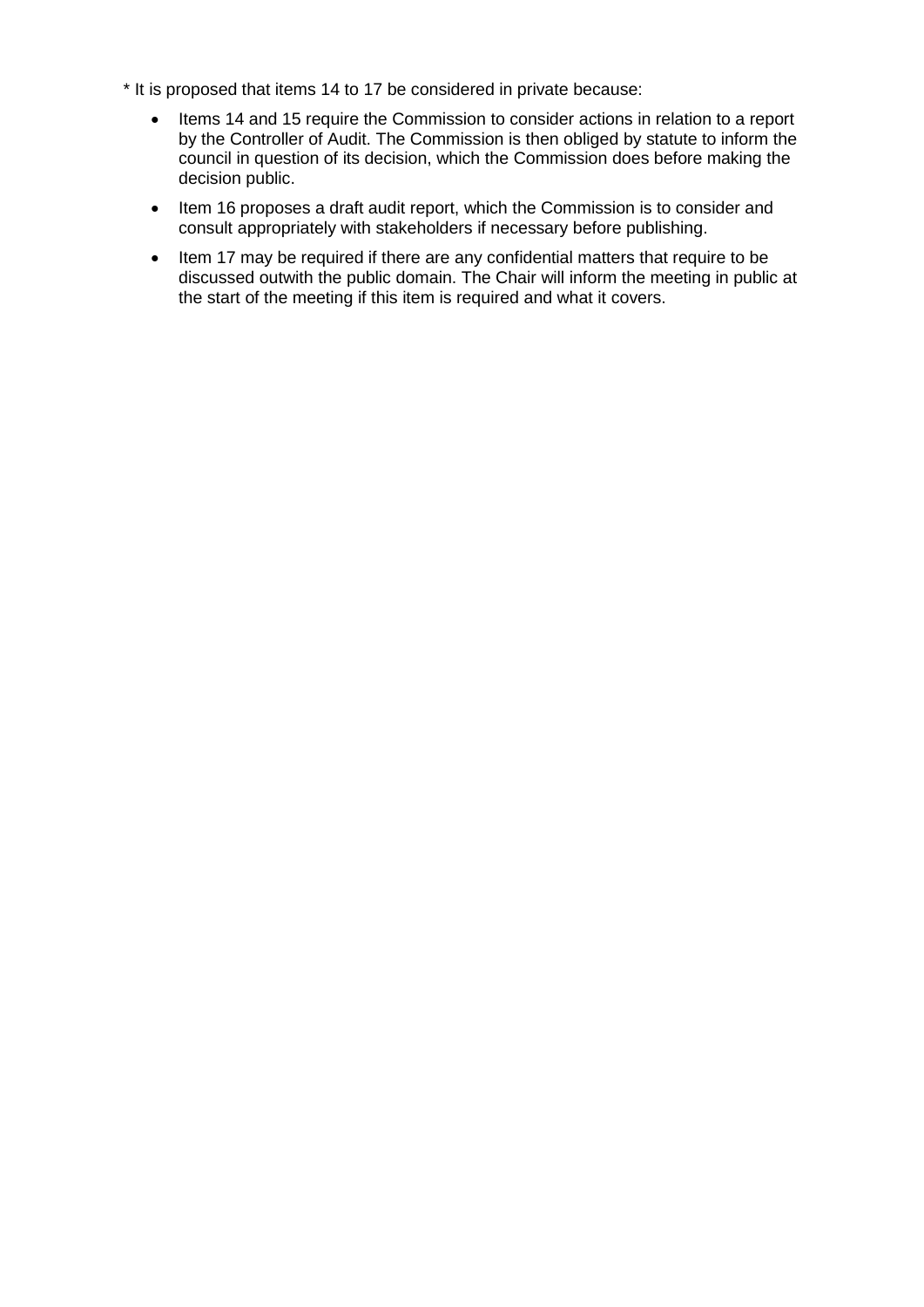* It is proposed that items 14 to 17 be considered in private because:

- Items 14 and 15 require the Commission to consider actions in relation to a report by the Controller of Audit. The Commission is then obliged by statute to inform the council in question of its decision, which the Commission does before making the decision public.
- Item 16 proposes a draft audit report, which the Commission is to consider and consult appropriately with stakeholders if necessary before publishing.
- Item 17 may be required if there are any confidential matters that require to be discussed outwith the public domain. The Chair will inform the meeting in public at the start of the meeting if this item is required and what it covers.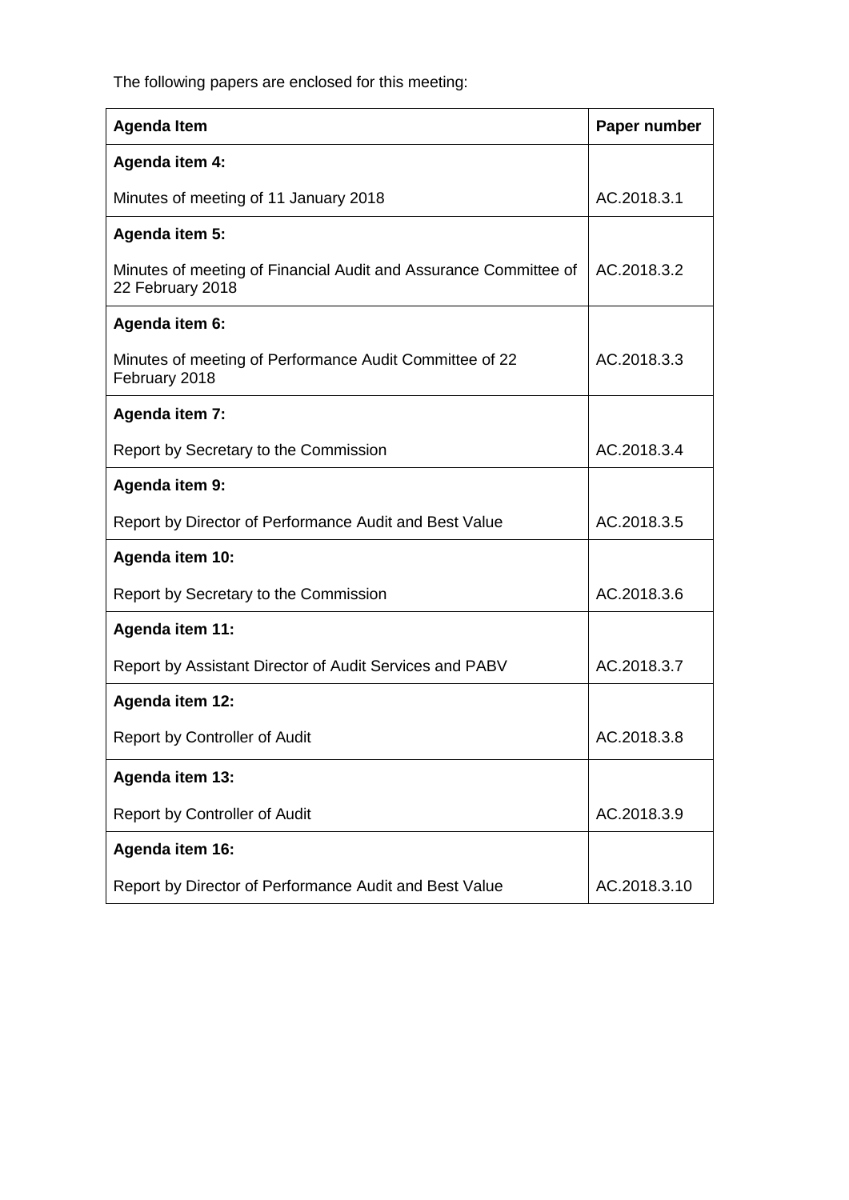The following papers are enclosed for this meeting:

| Agenda Item | Paper number |
| --- | --- |
| **Agenda item 4:**<br><br>Minutes of meeting of 11 January 2018 | AC.2018.3.1 |
| **Agenda item 5:**<br><br>Minutes of meeting of Financial Audit and Assurance Committee of 22 February 2018 | AC.2018.3.2 |
| **Agenda item 6:**<br><br>Minutes of meeting of Performance Audit Committee of 22 February 2018 | AC.2018.3.3 |
| **Agenda item 7:**<br><br>Report by Secretary to the Commission | AC.2018.3.4 |
| **Agenda item 9:**<br><br>Report by Director of Performance Audit and Best Value | AC.2018.3.5 |
| **Agenda item 10:**<br><br>Report by Secretary to the Commission | AC.2018.3.6 |
| **Agenda item 11:**<br><br>Report by Assistant Director of Audit Services and PABV | AC.2018.3.7 |
| **Agenda item 12:**<br><br>Report by Controller of Audit | AC.2018.3.8 |
| **Agenda item 13:**<br><br>Report by Controller of Audit | AC.2018.3.9 |
| **Agenda item 16:**<br><br>Report by Director of Performance Audit and Best Value | AC.2018.3.10 |